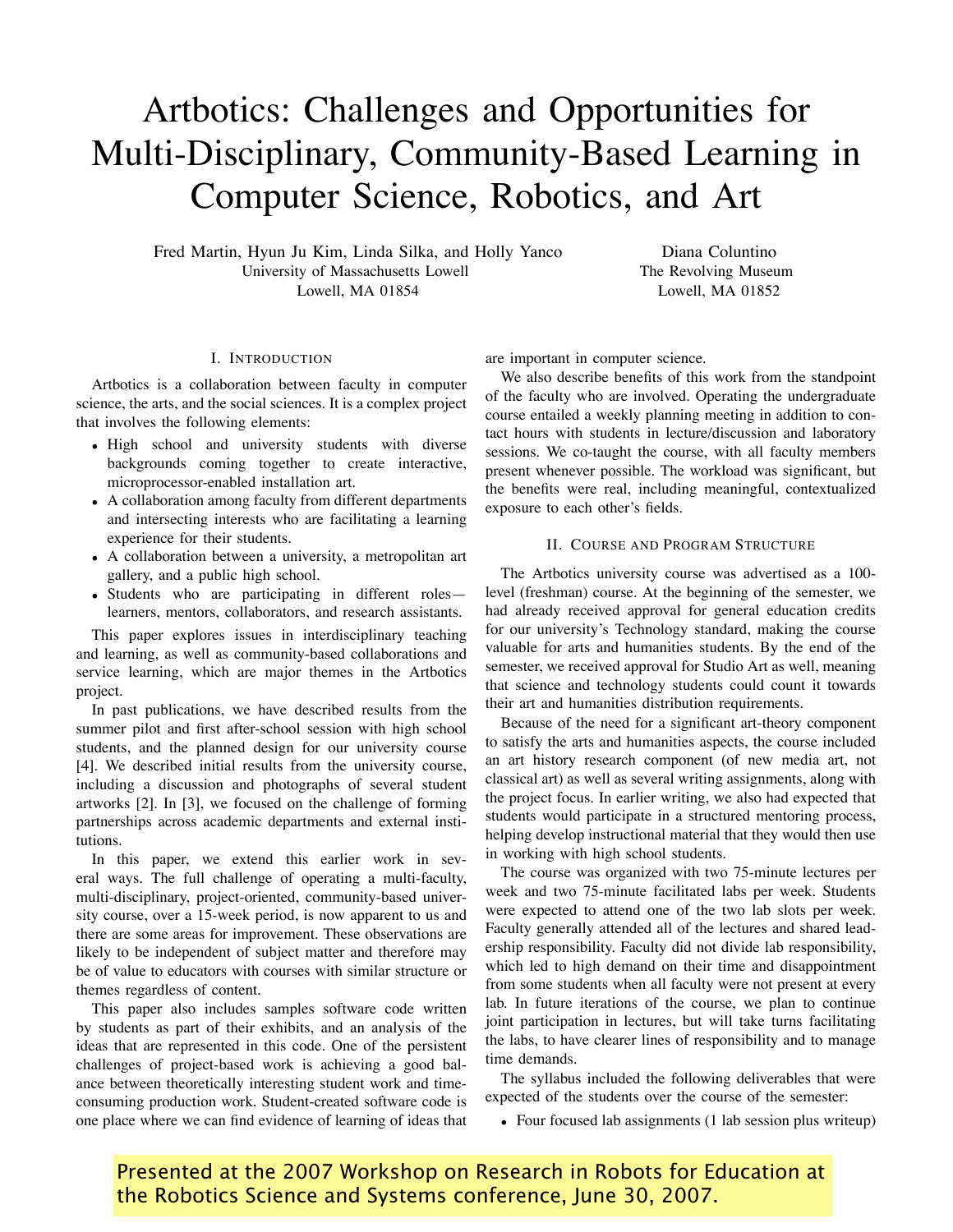# Artbotics: Challenges and Opportunities for Multi-Disciplinary, Community-Based Learning in Computer Science, Robotics, and Art

Fred Martin, Hyun Ju Kim, Linda Silka, and Holly Yanco
University of Massachusetts Lowell
Lowell, MA 01854

Diana Coluntino
The Revolving Museum
Lowell, MA 01852

## I. Introduction

Artbotics is a collaboration between faculty in computer science, the arts, and the social sciences. It is a complex project that involves the following elements:

- High school and university students with diverse backgrounds coming together to create interactive, microprocessor-enabled installation art.
- A collaboration among faculty from different departments and intersecting interests who are facilitating a learning experience for their students.
- A collaboration between a university, a metropolitan art gallery, and a public high school.
- Students who are participating in different roles—learners, mentors, collaborators, and research assistants.

This paper explores issues in interdisciplinary teaching and learning, as well as community-based collaborations and service learning, which are major themes in the Artbotics project.

In past publications, we have described results from the summer pilot and first after-school session with high school students, and the planned design for our university course [4]. We described initial results from the university course, including a discussion and photographs of several student artworks [2]. In [3], we focused on the challenge of forming partnerships across academic departments and external institutions.

In this paper, we extend this earlier work in several ways. The full challenge of operating a multi-faculty, multi-disciplinary, project-oriented, community-based university course, over a 15-week period, is now apparent to us and there are some areas for improvement. These observations are likely to be independent of subject matter and therefore may be of value to educators with courses with similar structure or themes regardless of content.

This paper also includes samples software code written by students as part of their exhibits, and an analysis of the ideas that are represented in this code. One of the persistent challenges of project-based work is achieving a good balance between theoretically interesting student work and time-consuming production work. Student-created software code is one place where we can find evidence of learning of ideas that are important in computer science.

We also describe benefits of this work from the standpoint of the faculty who are involved. Operating the undergraduate course entailed a weekly planning meeting in addition to contact hours with students in lecture/discussion and laboratory sessions. We co-taught the course, with all faculty members present whenever possible. The workload was significant, but the benefits were real, including meaningful, contextualized exposure to each other's fields.

## II. Course and Program Structure

The Artbotics university course was advertised as a 100-level (freshman) course. At the beginning of the semester, we had already received approval for general education credits for our university's Technology standard, making the course valuable for arts and humanities students. By the end of the semester, we received approval for Studio Art as well, meaning that science and technology students could count it towards their art and humanities distribution requirements.

Because of the need for a significant art-theory component to satisfy the arts and humanities aspects, the course included an art history research component (of new media art, not classical art) as well as several writing assignments, along with the project focus. In earlier writing, we also had expected that students would participate in a structured mentoring process, helping develop instructional material that they would then use in working with high school students.

The course was organized with two 75-minute lectures per week and two 75-minute facilitated labs per week. Students were expected to attend one of the two lab slots per week. Faculty generally attended all of the lectures and shared leadership responsibility. Faculty did not divide lab responsibility, which led to high demand on their time and disappointment from some students when all faculty were not present at every lab. In future iterations of the course, we plan to continue joint participation in lectures, but will take turns facilitating the labs, to have clearer lines of responsibility and to manage time demands.

The syllabus included the following deliverables that were expected of the students over the course of the semester:

- Four focused lab assignments (1 lab session plus writeup)

Presented at the 2007 Workshop on Research in Robots for Education at the Robotics Science and Systems conference, June 30, 2007.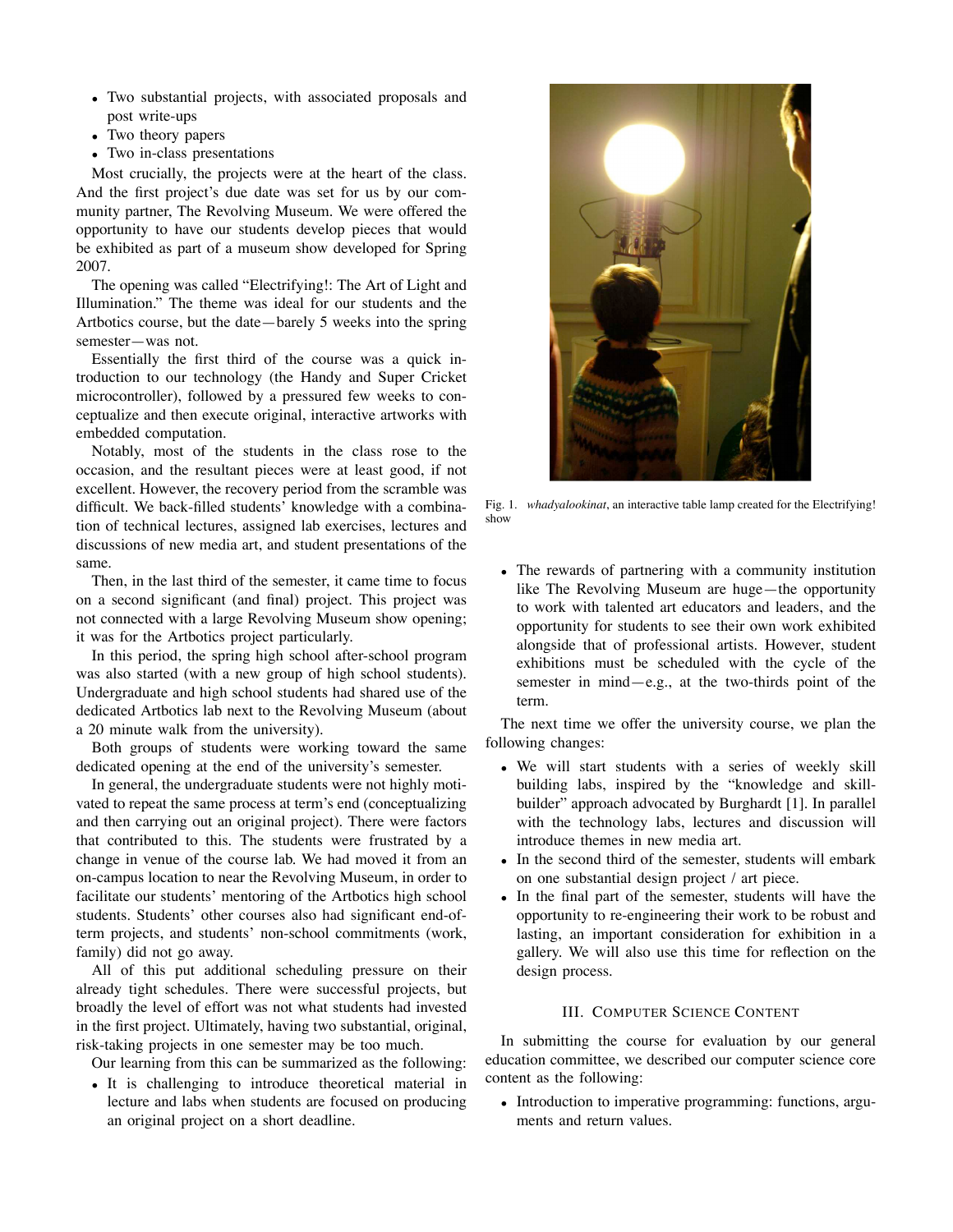- Two substantial projects, with associated proposals and post write-ups
- Two theory papers
- Two in-class presentations

Most crucially, the projects were at the heart of the class. And the first project's due date was set for us by our community partner, The Revolving Museum. We were offered the opportunity to have our students develop pieces that would be exhibited as part of a museum show developed for Spring 2007.

The opening was called "Electrifying!: The Art of Light and Illumination." The theme was ideal for our students and the Artbotics course, but the date—barely 5 weeks into the spring semester—was not.

Essentially the first third of the course was a quick introduction to our technology (the Handy and Super Cricket microcontroller), followed by a pressured few weeks to conceptualize and then execute original, interactive artworks with embedded computation.

Notably, most of the students in the class rose to the occasion, and the resultant pieces were at least good, if not excellent. However, the recovery period from the scramble was difficult. We back-filled students' knowledge with a combination of technical lectures, assigned lab exercises, lectures and discussions of new media art, and student presentations of the same.

Then, in the last third of the semester, it came time to focus on a second significant (and final) project. This project was not connected with a large Revolving Museum show opening; it was for the Artbotics project particularly.

In this period, the spring high school after-school program was also started (with a new group of high school students). Undergraduate and high school students had shared use of the dedicated Artbotics lab next to the Revolving Museum (about a 20 minute walk from the university).

Both groups of students were working toward the same dedicated opening at the end of the university's semester.

In general, the undergraduate students were not highly motivated to repeat the same process at term's end (conceptualizing and then carrying out an original project). There were factors that contributed to this. The students were frustrated by a change in venue of the course lab. We had moved it from an on-campus location to near the Revolving Museum, in order to facilitate our students' mentoring of the Artbotics high school students. Students' other courses also had significant end-of-term projects, and students' non-school commitments (work, family) did not go away.

All of this put additional scheduling pressure on their already tight schedules. There were successful projects, but broadly the level of effort was not what students had invested in the first project. Ultimately, having two substantial, original, risk-taking projects in one semester may be too much.

Our learning from this can be summarized as the following:

- It is challenging to introduce theoretical material in lecture and labs when students are focused on producing an original project on a short deadline.

Fig. 1. *whadyalookinat*, an interactive table lamp created for the Electrifying! show

- The rewards of partnering with a community institution like The Revolving Museum are huge—the opportunity to work with talented art educators and leaders, and the opportunity for students to see their own work exhibited alongside that of professional artists. However, student exhibitions must be scheduled with the cycle of the semester in mind—e.g., at the two-thirds point of the term.

The next time we offer the university course, we plan the following changes:

- We will start students with a series of weekly skill building labs, inspired by the "knowledge and skill-builder" approach advocated by Burghardt [1]. In parallel with the technology labs, lectures and discussion will introduce themes in new media art.
- In the second third of the semester, students will embark on one substantial design project / art piece.
- In the final part of the semester, students will have the opportunity to re-engineering their work to be robust and lasting, an important consideration for exhibition in a gallery. We will also use this time for reflection on the design process.

## III. Computer Science Content

In submitting the course for evaluation by our general education committee, we described our computer science core content as the following:

- Introduction to imperative programming: functions, arguments and return values.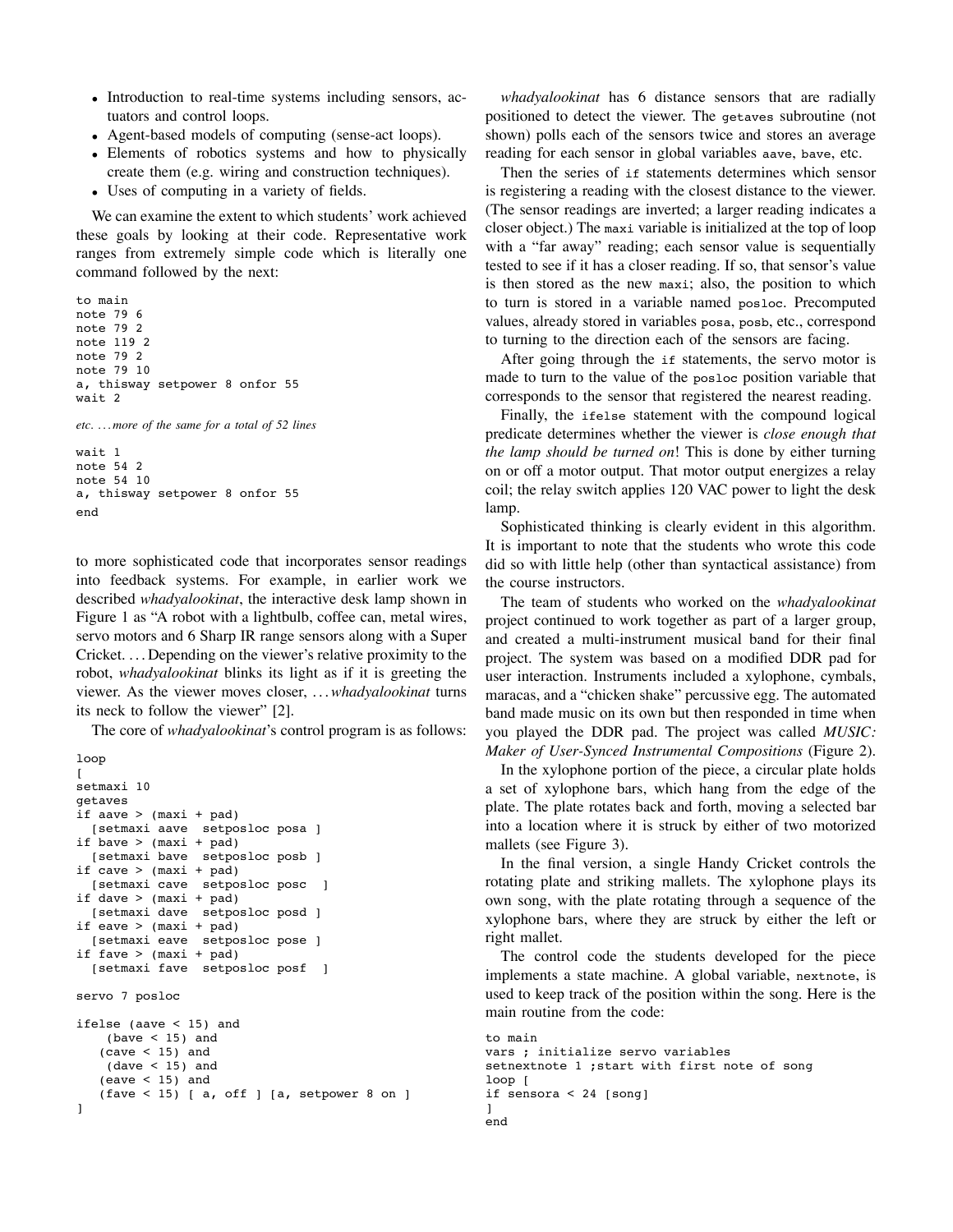- Introduction to real-time systems including sensors, actuators and control loops.
- Agent-based models of computing (sense-act loops).
- Elements of robotics systems and how to physically create them (e.g. wiring and construction techniques).
- Uses of computing in a variety of fields.

We can examine the extent to which students' work achieved these goals by looking at their code. Representative work ranges from extremely simple code which is literally one command followed by the next:

```
to main
note 79 6
note 79 2
note 119 2
note 79 2
note 79 10
a, thisway setpower 8 onfor 55
wait 2
```

*etc. . . . more of the same for a total of 52 lines*

```
wait 1
note 54 2
note 54 10
a, thisway setpower 8 onfor 55
end
```

to more sophisticated code that incorporates sensor readings into feedback systems. For example, in earlier work we described *whadyalookinat*, the interactive desk lamp shown in Figure 1 as "A robot with a lightbulb, coffee can, metal wires, servo motors and 6 Sharp IR range sensors along with a Super Cricket. . . . Depending on the viewer's relative proximity to the robot, *whadyalookinat* blinks its light as if it is greeting the viewer. As the viewer moves closer, . . . *whadyalookinat* turns its neck to follow the viewer" [2].

The core of *whadyalookinat*'s control program is as follows:

```
loop
[
setmaxi 10
getaves
if aave > (maxi + pad)
  [setmaxi aave  setposloc posa ]
if bave > (maxi + pad)
  [setmaxi bave  setposloc posb ]
if cave > (maxi + pad)
  [setmaxi cave  setposloc posc  ]
if dave > (maxi + pad)
  [setmaxi dave  setposloc posd ]
if eave > (maxi + pad)
  [setmaxi eave  setposloc pose ]
if fave > (maxi + pad)
  [setmaxi fave  setposloc posf  ]

servo 7 posloc

ifelse (aave < 15) and
    (bave < 15) and
   (cave < 15) and
    (dave < 15) and
   (eave < 15) and
   (fave < 15) [ a, off ] [a, setpower 8 on ]
]
```

*whadyalookinat* has 6 distance sensors that are radially positioned to detect the viewer. The `getaves` subroutine (not shown) polls each of the sensors twice and stores an average reading for each sensor in global variables `aave`, `bave`, etc.

Then the series of `if` statements determines which sensor is registering a reading with the closest distance to the viewer. (The sensor readings are inverted; a larger reading indicates a closer object.) The `maxi` variable is initialized at the top of loop with a "far away" reading; each sensor value is sequentially tested to see if it has a closer reading. If so, that sensor's value is then stored as the new `maxi`; also, the position to which to turn is stored in a variable named `posloc`. Precomputed values, already stored in variables `posa`, `posb`, etc., correspond to turning to the direction each of the sensors are facing.

After going through the `if` statements, the servo motor is made to turn to the value of the `posloc` position variable that corresponds to the sensor that registered the nearest reading.

Finally, the `ifelse` statement with the compound logical predicate determines whether the viewer is *close enough that the lamp should be turned on*! This is done by either turning on or off a motor output. That motor output energizes a relay coil; the relay switch applies 120 VAC power to light the desk lamp.

Sophisticated thinking is clearly evident in this algorithm. It is important to note that the students who wrote this code did so with little help (other than syntactical assistance) from the course instructors.

The team of students who worked on the *whadyalookinat* project continued to work together as part of a larger group, and created a multi-instrument musical band for their final project. The system was based on a modified DDR pad for user interaction. Instruments included a xylophone, cymbals, maracas, and a "chicken shake" percussive egg. The automated band made music on its own but then responded in time when you played the DDR pad. The project was called *MUSIC: Maker of User-Synced Instrumental Compositions* (Figure 2).

In the xylophone portion of the piece, a circular plate holds a set of xylophone bars, which hang from the edge of the plate. The plate rotates back and forth, moving a selected bar into a location where it is struck by either of two motorized mallets (see Figure 3).

In the final version, a single Handy Cricket controls the rotating plate and striking mallets. The xylophone plays its own song, with the plate rotating through a sequence of the xylophone bars, where they are struck by either the left or right mallet.

The control code the students developed for the piece implements a state machine. A global variable, `nextnote`, is used to keep track of the position within the song. Here is the main routine from the code:

```
to main
vars ; initialize servo variables
setnextnote 1 ;start with first note of song
loop [
if sensora < 24 [song]
]
end
```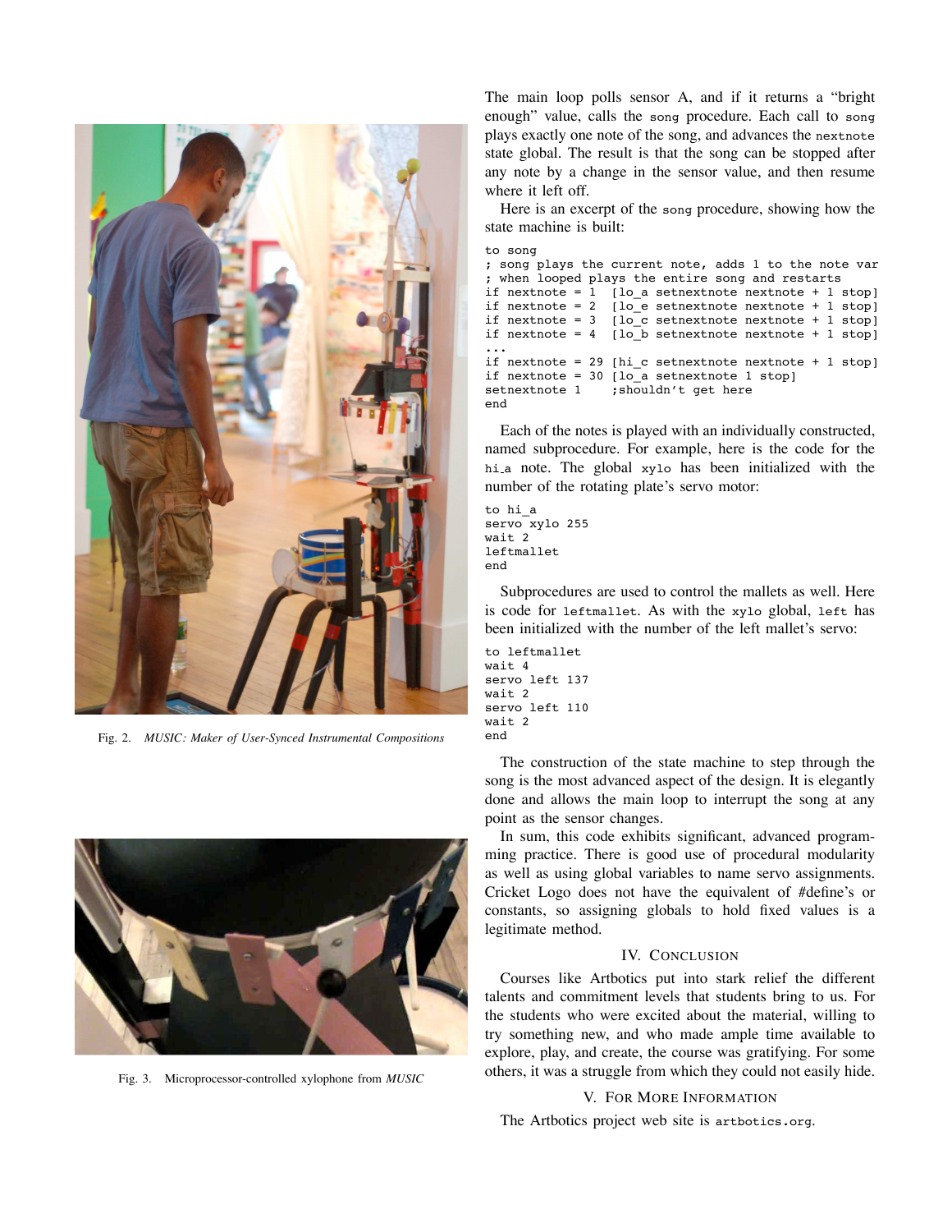Fig. 2. *MUSIC: Maker of User-Synced Instrumental Compositions*

Fig. 3. Microprocessor-controlled xylophone from *MUSIC*

The main loop polls sensor A, and if it returns a "bright enough" value, calls the `song` procedure. Each call to `song` plays exactly one note of the song, and advances the `nextnote` state global. The result is that the song can be stopped after any note by a change in the sensor value, and then resume where it left off.

Here is an excerpt of the `song` procedure, showing how the state machine is built:

```
to song
; song plays the current note, adds 1 to the note var
; when looped plays the entire song and restarts
if nextnote = 1  [lo_a setnextnote nextnote + 1 stop]
if nextnote = 2  [lo_e setnextnote nextnote + 1 stop]
if nextnote = 3  [lo_c setnextnote nextnote + 1 stop]
if nextnote = 4  [lo_b setnextnote nextnote + 1 stop]
...
if nextnote = 29 [hi_c setnextnote nextnote + 1 stop]
if nextnote = 30 [lo_a setnextnote 1 stop]
setnextnote 1    ;shouldn't get here
end
```

Each of the notes is played with an individually constructed, named subprocedure. For example, here is the code for the `hi_a` note. The global `xylo` has been initialized with the number of the rotating plate's servo motor:

```
to hi_a
servo xylo 255
wait 2
leftmallet
end
```

Subprocedures are used to control the mallets as well. Here is code for `leftmallet`. As with the `xylo` global, `left` has been initialized with the number of the left mallet's servo:

```
to leftmallet
wait 4
servo left 137
wait 2
servo left 110
wait 2
end
```

The construction of the state machine to step through the song is the most advanced aspect of the design. It is elegantly done and allows the main loop to interrupt the song at any point as the sensor changes.

In sum, this code exhibits significant, advanced programming practice. There is good use of procedural modularity as well as using global variables to name servo assignments. Cricket Logo does not have the equivalent of #define's or constants, so assigning globals to hold fixed values is a legitimate method.

## IV. Conclusion

Courses like Artbotics put into stark relief the different talents and commitment levels that students bring to us. For the students who were excited about the material, willing to try something new, and who made ample time available to explore, play, and create, the course was gratifying. For some others, it was a struggle from which they could not easily hide.

## V. For More Information

The Artbotics project web site is `artbotics.org`.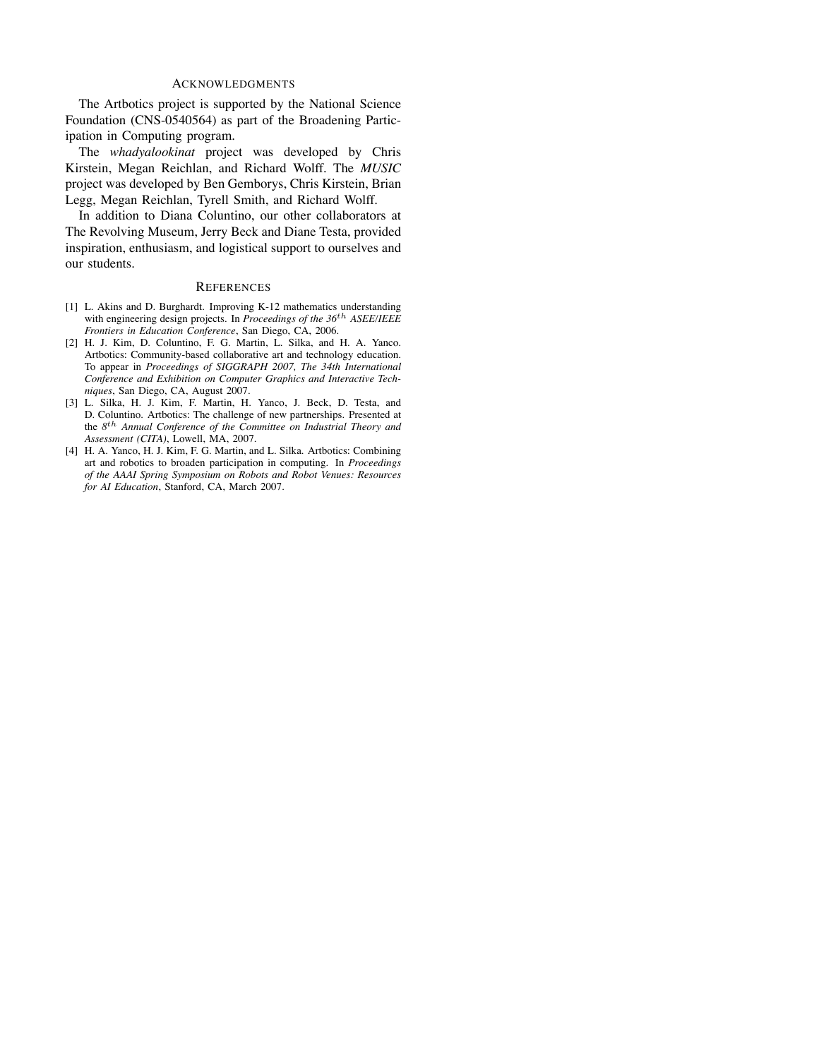## Acknowledgments

The Artbotics project is supported by the National Science Foundation (CNS-0540564) as part of the Broadening Participation in Computing program.

The *whadyalookinat* project was developed by Chris Kirstein, Megan Reichlan, and Richard Wolff. The *MUSIC* project was developed by Ben Gemborys, Chris Kirstein, Brian Legg, Megan Reichlan, Tyrell Smith, and Richard Wolff.

In addition to Diana Coluntino, our other collaborators at The Revolving Museum, Jerry Beck and Diane Testa, provided inspiration, enthusiasm, and logistical support to ourselves and our students.

## References

[1] L. Akins and D. Burghardt. Improving K-12 mathematics understanding with engineering design projects. In *Proceedings of the 36$^{th}$ ASEE/IEEE Frontiers in Education Conference*, San Diego, CA, 2006.

[2] H. J. Kim, D. Coluntino, F. G. Martin, L. Silka, and H. A. Yanco. Artbotics: Community-based collaborative art and technology education. To appear in *Proceedings of SIGGRAPH 2007, The 34th International Conference and Exhibition on Computer Graphics and Interactive Techniques*, San Diego, CA, August 2007.

[3] L. Silka, H. J. Kim, F. Martin, H. Yanco, J. Beck, D. Testa, and D. Coluntino. Artbotics: The challenge of new partnerships. Presented at the *8$^{th}$ Annual Conference of the Committee on Industrial Theory and Assessment (CITA)*, Lowell, MA, 2007.

[4] H. A. Yanco, H. J. Kim, F. G. Martin, and L. Silka. Artbotics: Combining art and robotics to broaden participation in computing. In *Proceedings of the AAAI Spring Symposium on Robots and Robot Venues: Resources for AI Education*, Stanford, CA, March 2007.